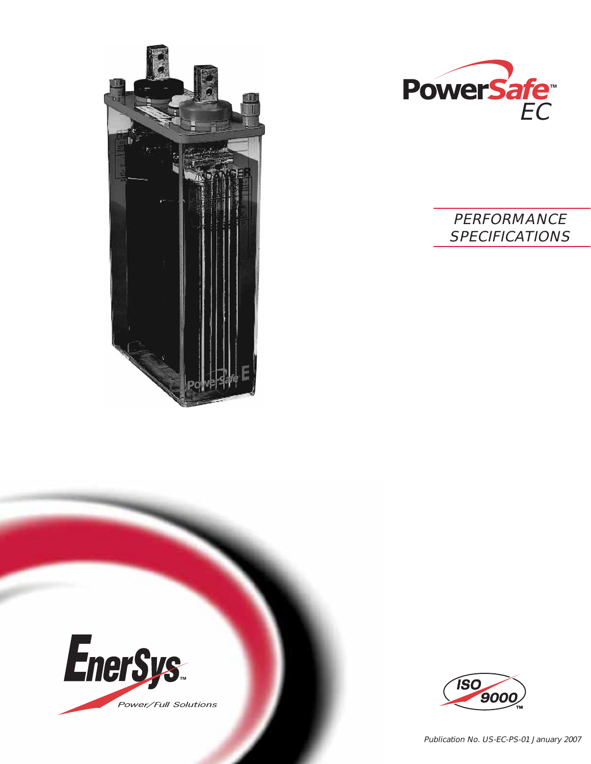# PowerSafe™ EC

## PERFORMANCE SPECIFICATIONS

EnerSys™

Power/Full Solutions

ISO 9000™

*Publication No. US-EC-PS-01 January 2007*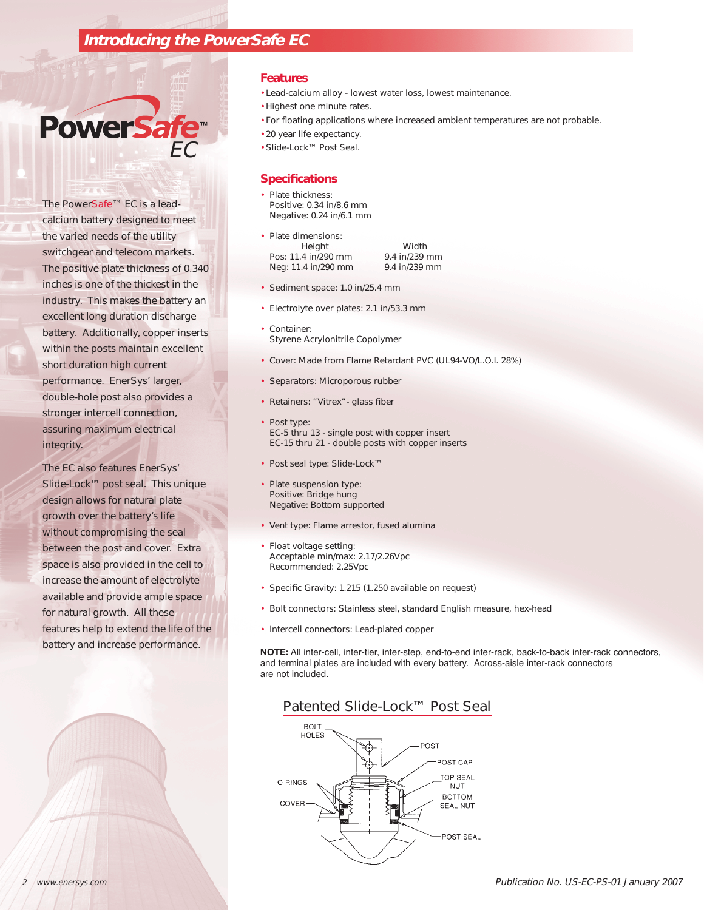## Introducing the PowerSafe EC

PowerSafe™ EC

The PowerSafe™ EC is a lead-calcium battery designed to meet the varied needs of the utility switchgear and telecom markets. The positive plate thickness of 0.340 inches is one of the thickest in the industry. This makes the battery an excellent long duration discharge battery. Additionally, copper inserts within the posts maintain excellent short duration high current performance. EnerSys' larger, double-hole post also provides a stronger intercell connection, assuring maximum electrical integrity.

The EC also features EnerSys' Slide-Lock™ post seal. This unique design allows for natural plate growth over the battery's life without compromising the seal between the post and cover. Extra space is also provided in the cell to increase the amount of electrolyte available and provide ample space for natural growth. All these features help to extend the life of the battery and increase performance.

### Features

- Lead-calcium alloy - lowest water loss, lowest maintenance.
- Highest one minute rates.
- For floating applications where increased ambient temperatures are not probable.
- 20 year life expectancy.
- Slide-Lock™ Post Seal.

### Specifications

- Plate thickness:
  Positive: 0.34 in/8.6 mm
  Negative: 0.24 in/6.1 mm
- Plate dimensions:

| | Height | Width |
|---|---|---|
| Pos: | 11.4 in/290 mm | 9.4 in/239 mm |
| Neg: | 11.4 in/290 mm | 9.4 in/239 mm |

- Sediment space: 1.0 in/25.4 mm
- Electrolyte over plates: 2.1 in/53.3 mm
- Container:
  Styrene Acrylonitrile Copolymer
- Cover: Made from Flame Retardant PVC (UL94-VO/L.O.I. 28%)
- Separators: Microporous rubber
- Retainers: "Vitrex"- glass fiber
- Post type:
  EC-5 thru 13 - single post with copper insert
  EC-15 thru 21 - double posts with copper inserts
- Post seal type: Slide-Lock™
- Plate suspension type:
  Positive: Bridge hung
  Negative: Bottom supported
- Vent type: Flame arrestor, fused alumina
- Float voltage setting:
  Acceptable min/max: 2.17/2.26Vpc
  Recommended: 2.25Vpc
- Specific Gravity: 1.215 (1.250 available on request)
- Bolt connectors: Stainless steel, standard English measure, hex-head
- Intercell connectors: Lead-plated copper

**NOTE:** All inter-cell, inter-tier, inter-step, end-to-end inter-rack, back-to-back inter-rack connectors, and terminal plates are included with every battery. Across-aisle inter-rack connectors are not included.

### Patented Slide-Lock™ Post Seal

BOLT HOLES, POST, POST CAP, O-RINGS, TOP SEAL NUT, COVER, BOTTOM SEAL NUT, POST SEAL

Publication No. US-EC-PS-01 January 2007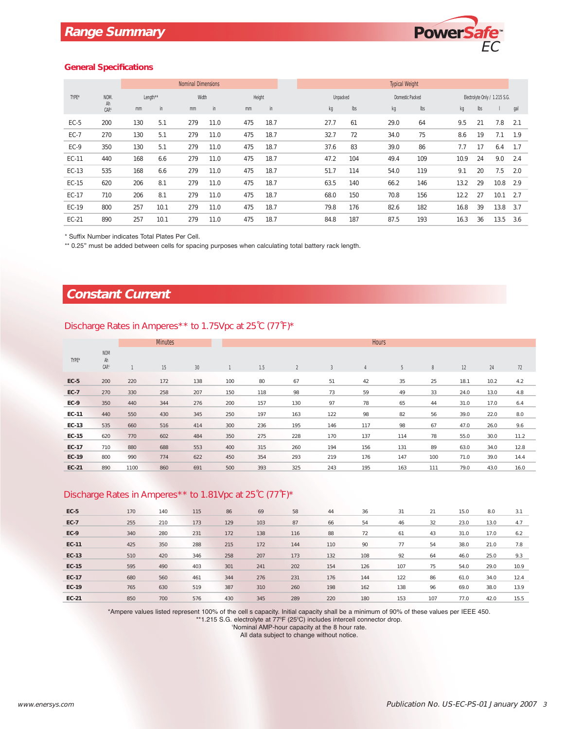# Range Summary

PowerSafe™ EC

## General Specifications

| TYPE* | NOM. Ah CAP.† | Nominal Dimensions | | | | | | Typical Weight | | | | | | | |
|---|---|---|---|---|---|---|---|---|---|---|---|---|---|---|---|
| | | Length** | | Width | | Height | | Unpacked | | Domestic Packed | | Electrolyte Only / 1.215 S.G. | | | |
| | | mm | in | mm | in | mm | in | kg | lbs | kg | lbs | kg | lbs | l | gal |
| EC-5 | 200 | 130 | 5.1 | 279 | 11.0 | 475 | 18.7 | 27.7 | 61 | 29.0 | 64 | 9.5 | 21 | 7.8 | 2.1 |
| EC-7 | 270 | 130 | 5.1 | 279 | 11.0 | 475 | 18.7 | 32.7 | 72 | 34.0 | 75 | 8.6 | 19 | 7.1 | 1.9 |
| EC-9 | 350 | 130 | 5.1 | 279 | 11.0 | 475 | 18.7 | 37.6 | 83 | 39.0 | 86 | 7.7 | 17 | 6.4 | 1.7 |
| EC-11 | 440 | 168 | 6.6 | 279 | 11.0 | 475 | 18.7 | 47.2 | 104 | 49.4 | 109 | 10.9 | 24 | 9.0 | 2.4 |
| EC-13 | 535 | 168 | 6.6 | 279 | 11.0 | 475 | 18.7 | 51.7 | 114 | 54.0 | 119 | 9.1 | 20 | 7.5 | 2.0 |
| EC-15 | 620 | 206 | 8.1 | 279 | 11.0 | 475 | 18.7 | 63.5 | 140 | 66.2 | 146 | 13.2 | 29 | 10.8 | 2.9 |
| EC-17 | 710 | 206 | 8.1 | 279 | 11.0 | 475 | 18.7 | 68.0 | 150 | 70.8 | 156 | 12.2 | 27 | 10.1 | 2.7 |
| EC-19 | 800 | 257 | 10.1 | 279 | 11.0 | 475 | 18.7 | 79.8 | 176 | 82.6 | 182 | 16.8 | 39 | 13.8 | 3.7 |
| EC-21 | 890 | 257 | 10.1 | 279 | 11.0 | 475 | 18.7 | 84.8 | 187 | 87.5 | 193 | 16.3 | 36 | 13.5 | 3.6 |

\* Suffix Number indicates Total Plates Per Cell.

** 0.25" must be added between cells for spacing purposes when calculating total battery rack length.

# Constant Current

## Discharge Rates in Amperes** to 1.75Vpc at 25°C (77°F)*

| TYPE* | NOM Ah CAP.† | Minutes | | | Hours | | | | | | | | | |
|---|---|---|---|---|---|---|---|---|---|---|---|---|---|---|
| | | 1 | 15 | 30 | 1 | 1.5 | 2 | 3 | 4 | 5 | 8 | 12 | 24 | 72 |
| **EC-5** | 200 | 220 | 172 | 138 | 100 | 80 | 67 | 51 | 42 | 35 | 25 | 18.1 | 10.2 | 4.2 |
| **EC-7** | 270 | 330 | 258 | 207 | 150 | 118 | 98 | 73 | 59 | 49 | 33 | 24.0 | 13.0 | 4.8 |
| **EC-9** | 350 | 440 | 344 | 276 | 200 | 157 | 130 | 97 | 78 | 65 | 44 | 31.0 | 17.0 | 6.4 |
| **EC-11** | 440 | 550 | 430 | 345 | 250 | 197 | 163 | 122 | 98 | 82 | 56 | 39.0 | 22.0 | 8.0 |
| **EC-13** | 535 | 660 | 516 | 414 | 300 | 236 | 195 | 146 | 117 | 98 | 67 | 47.0 | 26.0 | 9.6 |
| **EC-15** | 620 | 770 | 602 | 484 | 350 | 275 | 228 | 170 | 137 | 114 | 78 | 55.0 | 30.0 | 11.2 |
| **EC-17** | 710 | 880 | 688 | 553 | 400 | 315 | 260 | 194 | 156 | 131 | 89 | 63.0 | 34.0 | 12.8 |
| **EC-19** | 800 | 990 | 774 | 622 | 450 | 354 | 293 | 219 | 176 | 147 | 100 | 71.0 | 39.0 | 14.4 |
| **EC-21** | 890 | 1100 | 860 | 691 | 500 | 393 | 325 | 243 | 195 | 163 | 111 | 79.0 | 43.0 | 16.0 |

## Discharge Rates in Amperes** to 1.81Vpc at 25°C (77°F)*

| TYPE* | 1 min | 15 min | 30 min | 1 h | 1.5 h | 2 h | 3 h | 4 h | 5 h | 8 h | 12 h | 24 h | 72 h |
|---|---|---|---|---|---|---|---|---|---|---|---|---|---|
| **EC-5** | 170 | 140 | 115 | 86 | 69 | 58 | 44 | 36 | 31 | 21 | 15.0 | 8.0 | 3.1 |
| **EC-7** | 255 | 210 | 173 | 129 | 103 | 87 | 66 | 54 | 46 | 32 | 23.0 | 13.0 | 4.7 |
| **EC-9** | 340 | 280 | 231 | 172 | 138 | 116 | 88 | 72 | 61 | 43 | 31.0 | 17.0 | 6.2 |
| **EC-11** | 425 | 350 | 288 | 215 | 172 | 144 | 110 | 90 | 77 | 54 | 38.0 | 21.0 | 7.8 |
| **EC-13** | 510 | 420 | 346 | 258 | 207 | 173 | 132 | 108 | 92 | 64 | 46.0 | 25.0 | 9.3 |
| **EC-15** | 595 | 490 | 403 | 301 | 241 | 202 | 154 | 126 | 107 | 75 | 54.0 | 29.0 | 10.9 |
| **EC-17** | 680 | 560 | 461 | 344 | 276 | 231 | 176 | 144 | 122 | 86 | 61.0 | 34.0 | 12.4 |
| **EC-19** | 765 | 630 | 519 | 387 | 310 | 260 | 198 | 162 | 138 | 96 | 69.0 | 38.0 | 13.9 |
| **EC-21** | 850 | 700 | 576 | 430 | 345 | 289 | 220 | 180 | 153 | 107 | 77.0 | 42.0 | 15.5 |

*Ampere values listed represent 100% of the cell s capacity. Initial capacity shall be a minimum of 90% of these values per IEEE 450.

**1.215 S.G. electrolyte at 77°F (25°C) includes intercell connector drop.

†Nominal AMP-hour capacity at the 8 hour rate.

All data subject to change without notice.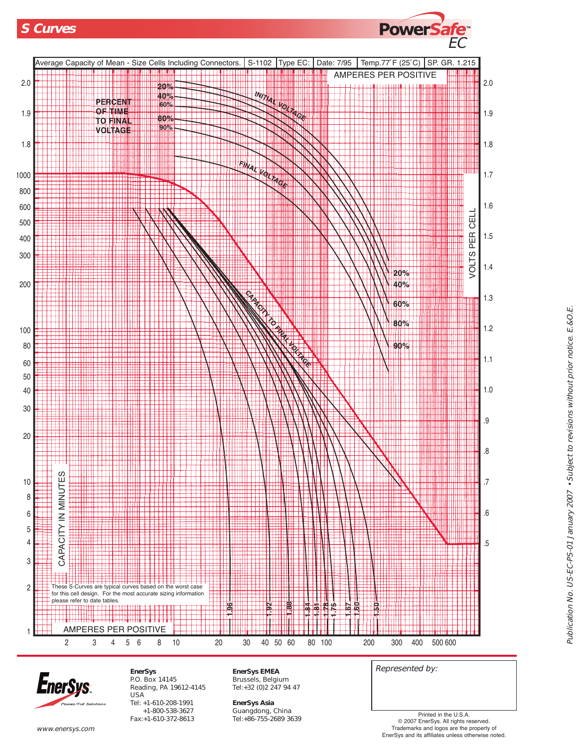# S Curves

PowerSafe™ EC

Average Capacity of Mean - Size Cells Including Connectors. | S-1102 | Type EC: | Date: 7/95 | Temp.77˚F (25˚C) | SP. GR. 1.215

AMPERES PER POSITIVE

PERCENT OF TIME TO FINAL VOLTAGE

20%
40%
60%
80%
90%

INITIAL VOLTAGE

FINAL VOLTAGE

CAPACITY TO FINAL VOLTAGE

CAPACITY IN MINUTES

VOLTS PER CELL

2.0
1.9
1.8
1.7
1.6
1.5
1.4
1.3
1.2
1.1
1.0
.9
.8
.7
.6
.5

1000
800
600
500
400
300
200
100
80
60
50
40
30
20
10
8
6
5
4
3
2
1

1.96
1.92
1.88
1.84
1.81
1.78
1.75
1.67
1.60
1.50

These S-Curves are typical curves based on the worst case for this cell design. For the most accurate sizing information please refer to date tables.

AMPERES PER POSITIVE

2 3 4 5 6 8 10 20 30 40 50 60 80 100 200 300 400 500 600

Publication No. US-EC-PS-01 January 2007 • Subject to revisions without prior notice. E.&O.E.

EnerSys
Power/Full Solutions

**EnerSys**
P.O. Box 14145
Reading, PA 19612-4145
USA
Tel: +1-610-208-1991
+1-800-538-3627
Fax:+1-610-372-8613

**EnerSys EMEA**
Brussels, Belgium
Tel:+32 (0)2 247 94 47

**EnerSys Asia**
Guangdong, China
Tel:+86-755-2689 3639

*Represented by:*

www.enersys.com

Printed in the U.S.A.
© 2007 EnerSys. All rights reserved.
Trademarks and logos are the property of EnerSys and its affiliates unless otherwise noted.